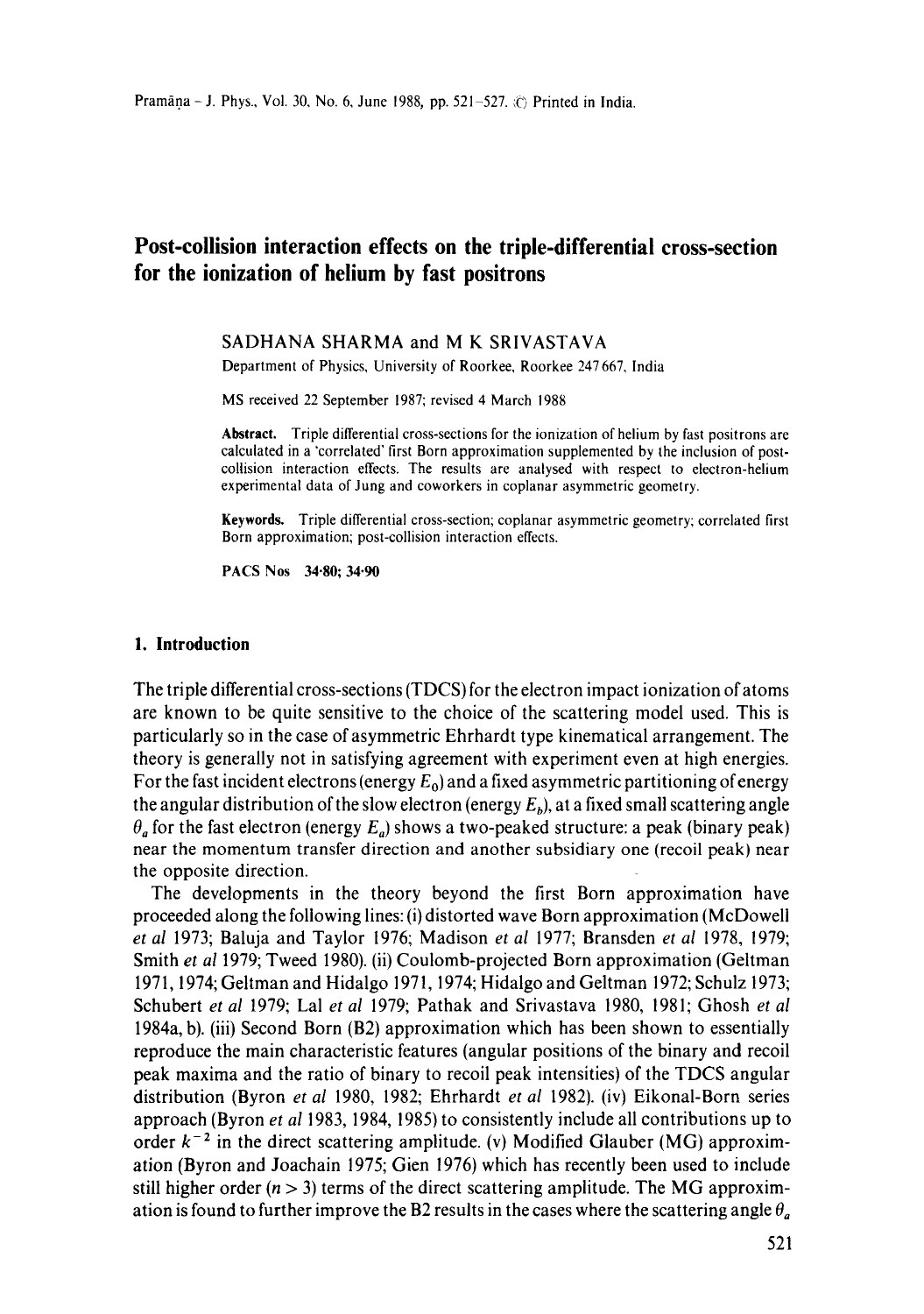# Post-collision interaction effects on the triple-differential cross-section for the ionization of helium by fast positrons

SADHANA SHARMA and M K SRIVASTAVA

Department of Physics, University of Roorkee, Roorkee 247667, India

MS received 22 September 1987; revised 4 March 1988

**Abstract.** Triple differential cross-sections for the ionization of helium by fast positrons are calculated in a 'correlated' first Born approximation supplemented by the inclusion of post-collision interaction effects. The results are analysed with respect to electron-helium experimental data of Jung and coworkers in coplanar asymmetric geometry.

**Keywords.** Triple differential cross-section; coplanar asymmetric geometry; correlated first Born approximation; post-collision interaction effects.

**PACS Nos** 34·80; 34·90

## 1. Introduction

The triple differential cross-sections (TDCS) for the electron impact ionization of atoms are known to be quite sensitive to the choice of the scattering model used. This is particularly so in the case of asymmetric Ehrhardt type kinematical arrangement. The theory is generally not in satisfying agreement with experiment even at high energies. For the fast incident electrons (energy $E_0$) and a fixed asymmetric partitioning of energy the angular distribution of the slow electron (energy $E_b$), at a fixed small scattering angle $\theta_a$ for the fast electron (energy $E_a$) shows a two-peaked structure: a peak (binary peak) near the momentum transfer direction and another subsidiary one (recoil peak) near the opposite direction.

The developments in the theory beyond the first Born approximation have proceeded along the following lines: (i) distorted wave Born approximation (McDowell *et al* 1973; Baluja and Taylor 1976; Madison *et al* 1977; Bransden *et al* 1978, 1979; Smith *et al* 1979; Tweed 1980). (ii) Coulomb-projected Born approximation (Geltman 1971, 1974; Geltman and Hidalgo 1971, 1974; Hidalgo and Geltman 1972; Schulz 1973; Schubert *et al* 1979; Lal *et al* 1979; Pathak and Srivastava 1980, 1981; Ghosh *et al* 1984a, b). (iii) Second Born (B2) approximation which has been shown to essentially reproduce the main characteristic features (angular positions of the binary and recoil peak maxima and the ratio of binary to recoil peak intensities) of the TDCS angular distribution (Byron *et al* 1980, 1982; Ehrhardt *et al* 1982). (iv) Eikonal-Born series approach (Byron *et al* 1983, 1984, 1985) to consistently include all contributions up to order $k^{-2}$ in the direct scattering amplitude. (v) Modified Glauber (MG) approximation (Byron and Joachain 1975; Gien 1976) which has recently been used to include still higher order ($n > 3$) terms of the direct scattering amplitude. The MG approximation is found to further improve the B2 results in the cases where the scattering angle $\theta_a$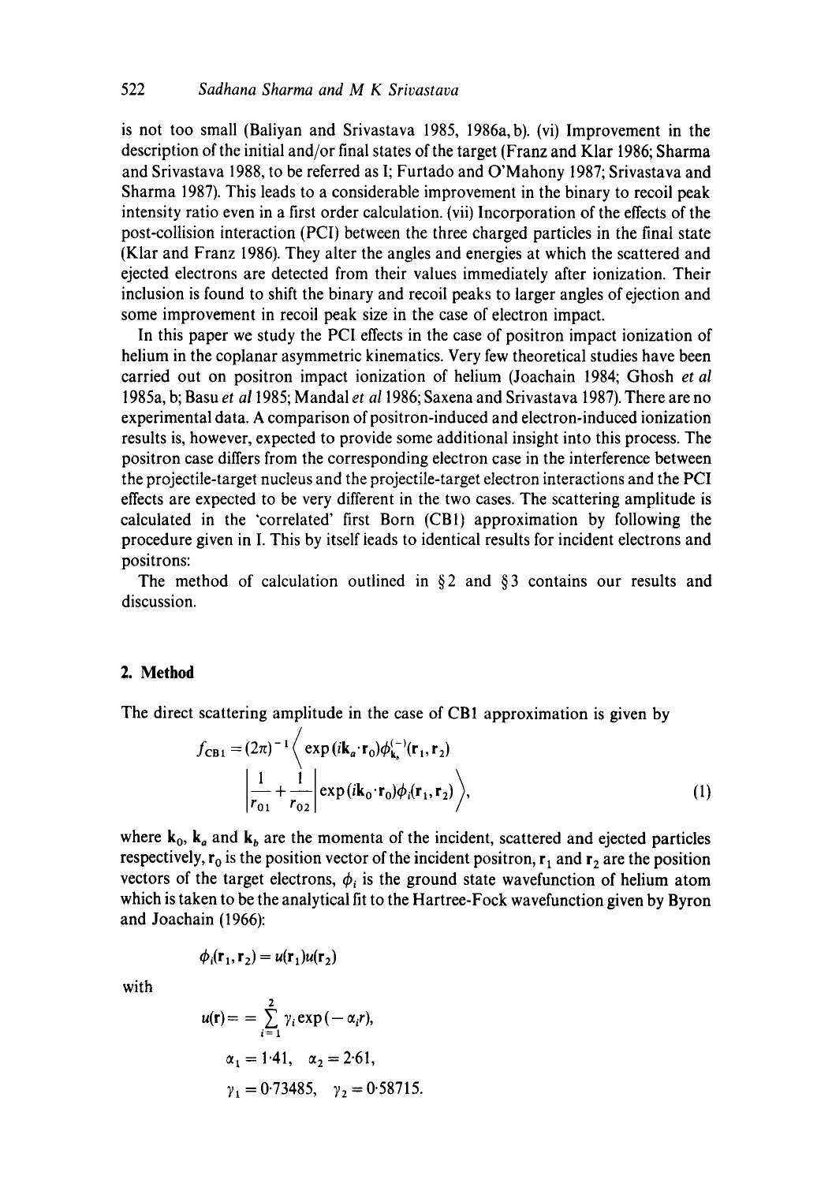is not too small (Baliyan and Srivastava 1985, 1986a, b). (vi) Improvement in the description of the initial and/or final states of the target (Franz and Klar 1986; Sharma and Srivastava 1988, to be referred as I; Furtado and O'Mahony 1987; Srivastava and Sharma 1987). This leads to a considerable improvement in the binary to recoil peak intensity ratio even in a first order calculation. (vii) Incorporation of the effects of the post-collision interaction (PCI) between the three charged particles in the final state (Klar and Franz 1986). They alter the angles and energies at which the scattered and ejected electrons are detected from their values immediately after ionization. Their inclusion is found to shift the binary and recoil peaks to larger angles of ejection and some improvement in recoil peak size in the case of electron impact.

In this paper we study the PCI effects in the case of positron impact ionization of helium in the coplanar asymmetric kinematics. Very few theoretical studies have been carried out on positron impact ionization of helium (Joachain 1984; Ghosh *et al* 1985a, b; Basu *et al* 1985; Mandal *et al* 1986; Saxena and Srivastava 1987). There are no experimental data. A comparison of positron-induced and electron-induced ionization results is, however, expected to provide some additional insight into this process. The positron case differs from the corresponding electron case in the interference between the projectile-target nucleus and the projectile-target electron interactions and the PCI effects are expected to be very different in the two cases. The scattering amplitude is calculated in the 'correlated' first Born (CB1) approximation by following the procedure given in I. This by itself leads to identical results for incident electrons and positrons:

The method of calculation outlined in §2 and §3 contains our results and discussion.

## 2. Method

The direct scattering amplitude in the case of CB1 approximation is given by

$$f_{\mathrm{CB1}} = (2\pi)^{-1}\left\langle \exp(i\mathbf{k}_a\cdot\mathbf{r}_0)\phi^{(-)}_{\mathbf{k}_b}(\mathbf{r}_1,\mathbf{r}_2)\left|\frac{1}{r_{01}}+\frac{1}{r_{02}}\right|\exp(i\mathbf{k}_0\cdot\mathbf{r}_0)\phi_i(\mathbf{r}_1,\mathbf{r}_2)\right\rangle, \tag{1}$$

where $\mathbf{k}_0$, $\mathbf{k}_a$ and $\mathbf{k}_b$ are the momenta of the incident, scattered and ejected particles respectively, $\mathbf{r}_0$ is the position vector of the incident positron, $\mathbf{r}_1$ and $\mathbf{r}_2$ are the position vectors of the target electrons, $\phi_i$ is the ground state wavefunction of helium atom which is taken to be the analytical fit to the Hartree-Fock wavefunction given by Byron and Joachain (1966):

$$\phi_i(\mathbf{r}_1,\mathbf{r}_2) = u(\mathbf{r}_1)u(\mathbf{r}_2)$$

with

$$u(\mathbf{r}) = = \sum_{i=1}^{2} \gamma_i \exp(-\alpha_i r),$$

$$\alpha_1 = 1{\cdot}41, \quad \alpha_2 = 2{\cdot}61,$$

$$\gamma_1 = 0{\cdot}73485, \quad \gamma_2 = 0{\cdot}58715.$$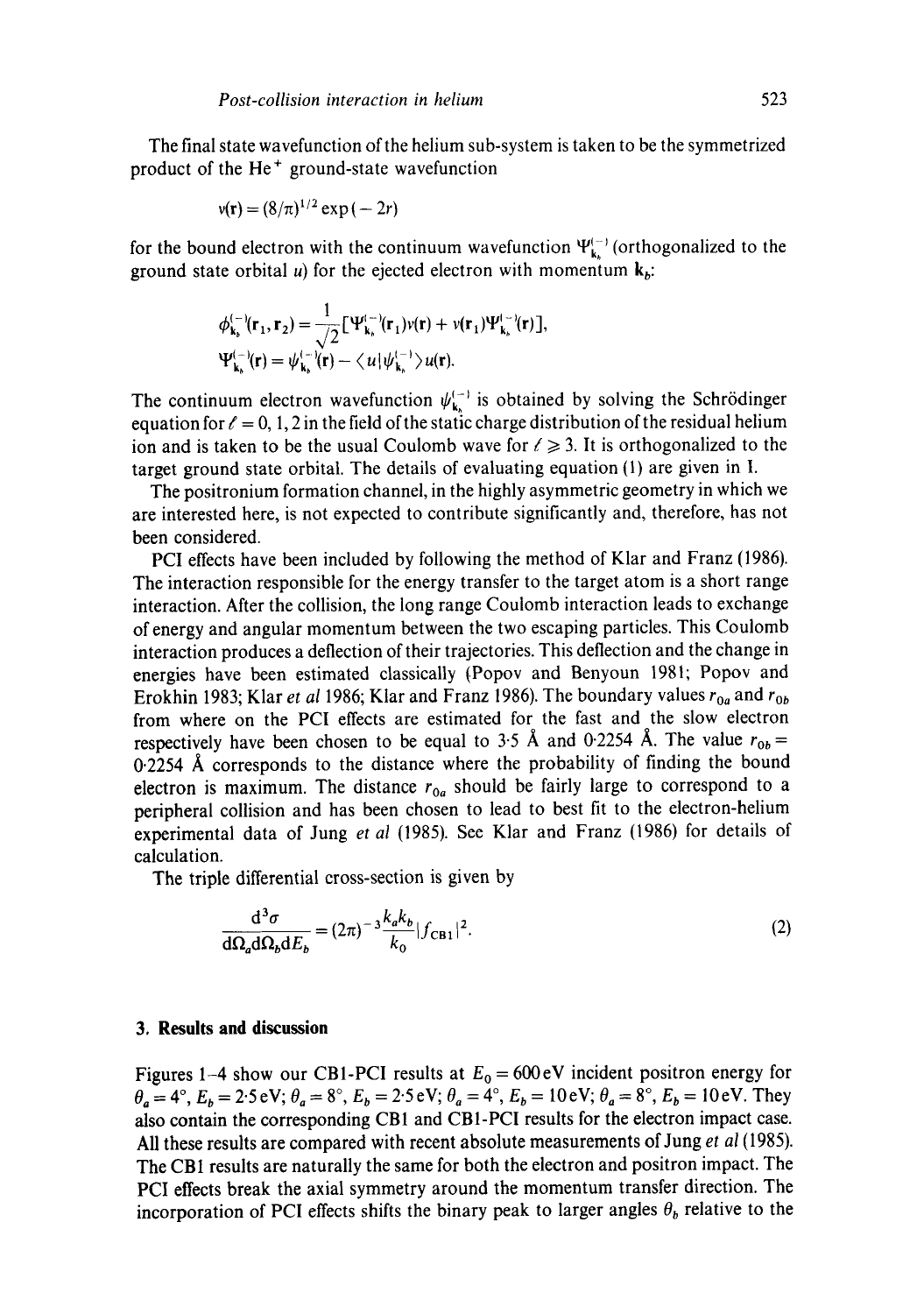The final state wavefunction of the helium sub-system is taken to be the symmetrized product of the $He^+$ ground-state wavefunction

$$v(\mathbf{r}) = (8/\pi)^{1/2} \exp(-2r)$$

for the bound electron with the continuum wavefunction $\Psi_{\mathbf{k}_b}^{(-)}$ (orthogonalized to the ground state orbital $u$) for the ejected electron with momentum $\mathbf{k}_b$:

$$\phi_{\mathbf{k}_b}^{(-)}(\mathbf{r}_1, \mathbf{r}_2) = \frac{1}{\sqrt{2}}[\Psi_{\mathbf{k}_b}^{(-)}(\mathbf{r}_1)v(\mathbf{r}) + v(\mathbf{r}_1)\Psi_{\mathbf{k}_b}^{(-)}(\mathbf{r})],$$

$$\Psi_{\mathbf{k}_b}^{(-)}(\mathbf{r}) = \psi_{\mathbf{k}_b}^{(-)}(\mathbf{r}) - \langle u|\psi_{\mathbf{k}_b}^{(-)}\rangle u(\mathbf{r}).$$

The continuum electron wavefunction $\psi_{\mathbf{k}_b}^{(-)}$ is obtained by solving the Schrödinger equation for $\ell = 0, 1, 2$ in the field of the static charge distribution of the residual helium ion and is taken to be the usual Coulomb wave for $\ell \geqslant 3$. It is orthogonalized to the target ground state orbital. The details of evaluating equation (1) are given in I.

The positronium formation channel, in the highly asymmetric geometry in which we are interested here, is not expected to contribute significantly and, therefore, has not been considered.

PCI effects have been included by following the method of Klar and Franz (1986). The interaction responsible for the energy transfer to the target atom is a short range interaction. After the collision, the long range Coulomb interaction leads to exchange of energy and angular momentum between the two escaping particles. This Coulomb interaction produces a deflection of their trajectories. This deflection and the change in energies have been estimated classically (Popov and Benyoun 1981; Popov and Erokhin 1983; Klar *et al* 1986; Klar and Franz 1986). The boundary values $r_{0a}$ and $r_{0b}$ from where on the PCI effects are estimated for the fast and the slow electron respectively have been chosen to be equal to 3·5 Å and 0·2254 Å. The value $r_{0b} =$ 0·2254 Å corresponds to the distance where the probability of finding the bound electron is maximum. The distance $r_{0a}$ should be fairly large to correspond to a peripheral collision and has been chosen to lead to best fit to the electron-helium experimental data of Jung *et al* (1985). See Klar and Franz (1986) for details of calculation.

The triple differential cross-section is given by

$$\frac{d^3\sigma}{d\Omega_a d\Omega_b dE_b} = (2\pi)^{-3} \frac{k_a k_b}{k_0} |f_{\mathrm{CB1}}|^2. \tag{2}$$

## 3. Results and discussion

Figures 1–4 show our CB1-PCI results at $E_0 = 600\,\mathrm{eV}$ incident positron energy for $\theta_a = 4°$, $E_b = 2{\cdot}5\,\mathrm{eV}$; $\theta_a = 8°$, $E_b = 2{\cdot}5\,\mathrm{eV}$; $\theta_a = 4°$, $E_b = 10\,\mathrm{eV}$; $\theta_a = 8°$, $E_b = 10\,\mathrm{eV}$. They also contain the corresponding CB1 and CB1-PCI results for the electron impact case. All these results are compared with recent absolute measurements of Jung *et al* (1985). The CB1 results are naturally the same for both the electron and positron impact. The PCI effects break the axial symmetry around the momentum transfer direction. The incorporation of PCI effects shifts the binary peak to larger angles $\theta_b$ relative to the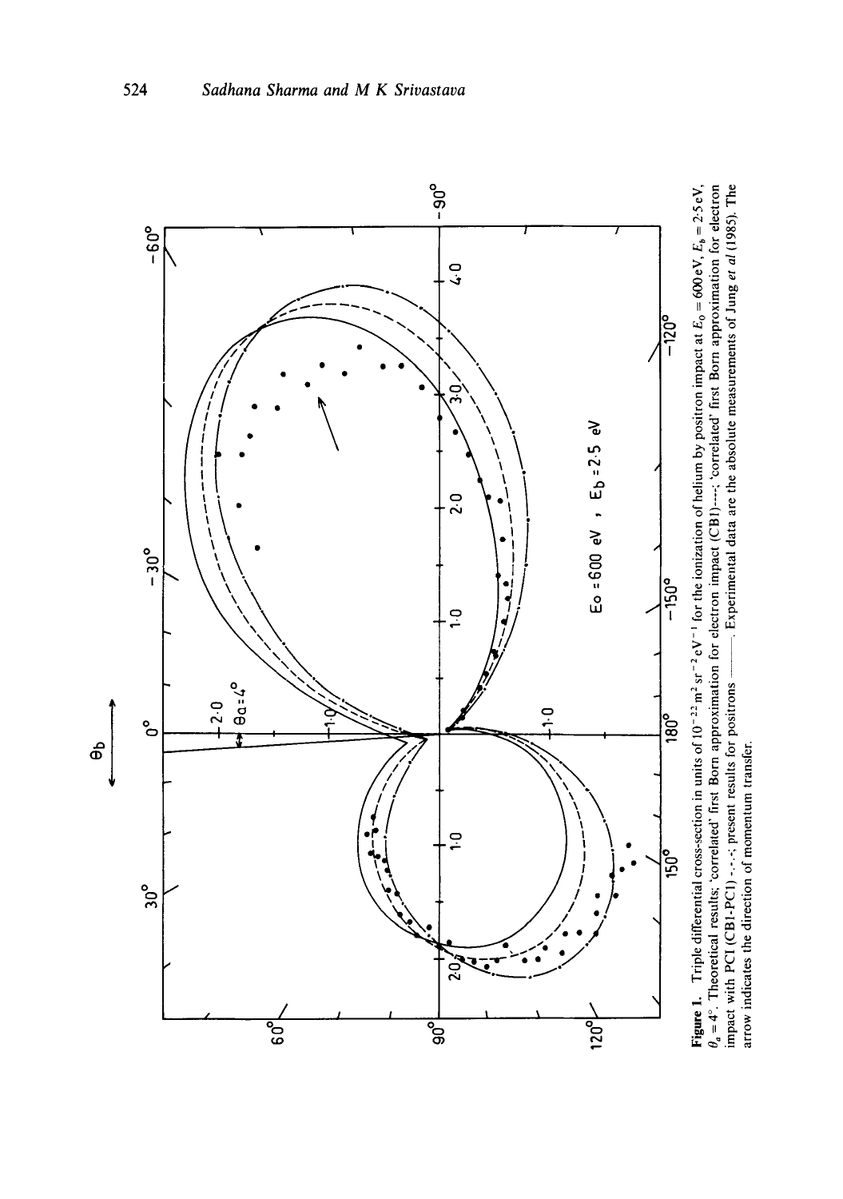**Figure 1.** Triple differential cross-section in units of $10^{-22}\,m^2\,sr^{-2}\,eV^{-1}$ for the ionization of helium by positron impact at $E_0 = 600\,eV$, $E_b = 2{\cdot}5\,eV$, $\theta_a = 4°$. Theoretical results; 'correlated' first Born approximation for electron impact (CB1)----; 'correlated' first Born approximation for electron impact with PCI (CB1-PCI) -·-·-; present results for positrons ———. Experimental data are the absolute measurements of Jung *et al* (1985). The arrow indicates the direction of momentum transfer.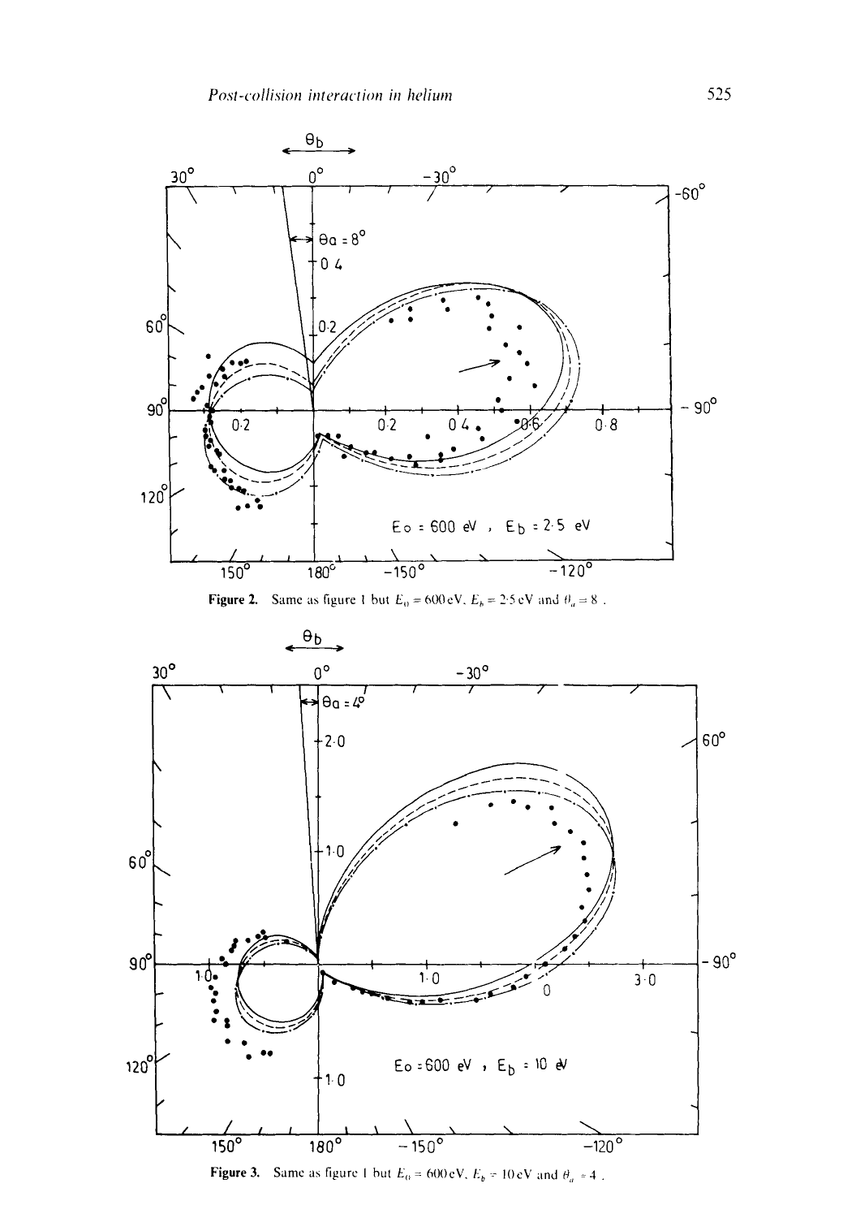**Figure 2.** Same as figure 1 but $E_0 = 600\,\text{eV}$, $E_b = 2{\cdot}5\,\text{eV}$ and $\theta_a = 8°$.

**Figure 3.** Same as figure 1 but $E_0 = 600\,\text{eV}$, $E_b = 10\,\text{eV}$ and $\theta_a = 4°$.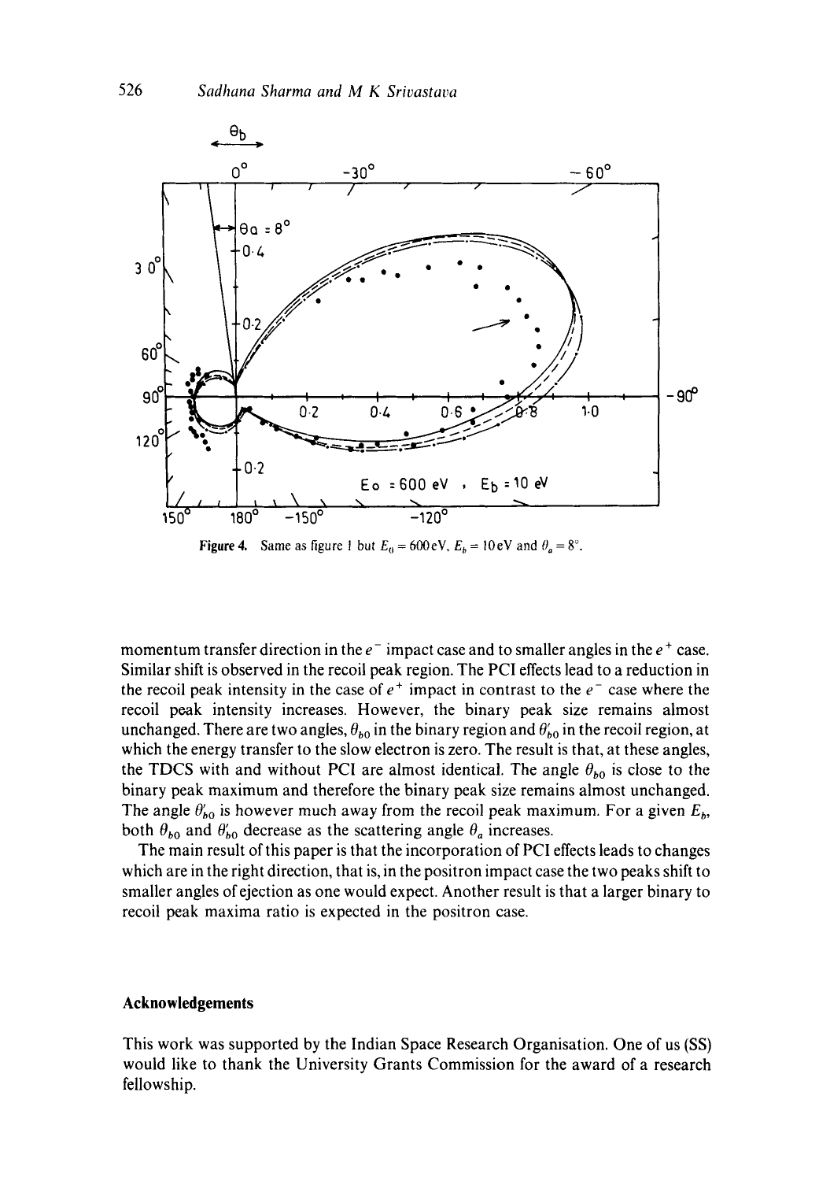Figure 4. Same as figure 1 but $E_0 = 600\,\text{eV}$, $E_b = 10\,\text{eV}$ and $\theta_a = 8^\circ$.

momentum transfer direction in the $e^-$ impact case and to smaller angles in the $e^+$ case. Similar shift is observed in the recoil peak region. The PCI effects lead to a reduction in the recoil peak intensity in the case of $e^+$ impact in contrast to the $e^-$ case where the recoil peak intensity increases. However, the binary peak size remains almost unchanged. There are two angles, $\theta_{b0}$ in the binary region and $\theta'_{b0}$ in the recoil region, at which the energy transfer to the slow electron is zero. The result is that, at these angles, the TDCS with and without PCI are almost identical. The angle $\theta_{b0}$ is close to the binary peak maximum and therefore the binary peak size remains almost unchanged. The angle $\theta'_{b0}$ is however much away from the recoil peak maximum. For a given $E_b$, both $\theta_{b0}$ and $\theta'_{b0}$ decrease as the scattering angle $\theta_a$ increases.

The main result of this paper is that the incorporation of PCI effects leads to changes which are in the right direction, that is, in the positron impact case the two peaks shift to smaller angles of ejection as one would expect. Another result is that a larger binary to recoil peak maxima ratio is expected in the positron case.

## Acknowledgements

This work was supported by the Indian Space Research Organisation. One of us (SS) would like to thank the University Grants Commission for the award of a research fellowship.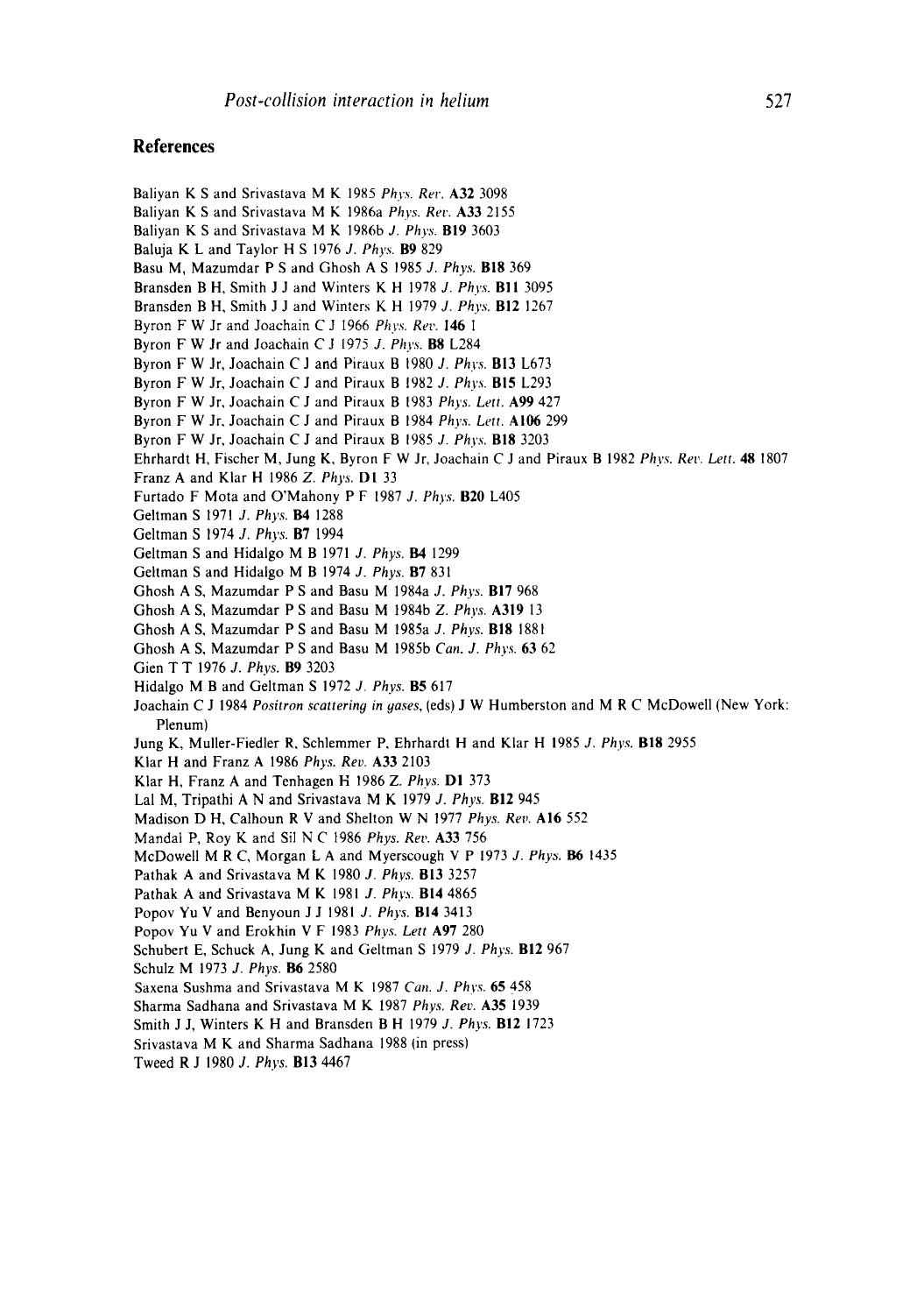## References

Baliyan K S and Srivastava M K 1985 *Phys. Rev.* **A32** 3098

Baliyan K S and Srivastava M K 1986a *Phys. Rev.* **A33** 2155

Baliyan K S and Srivastava M K 1986b *J. Phys.* **B19** 3603

Baluja K L and Taylor H S 1976 *J. Phys.* **B9** 829

Basu M, Mazumdar P S and Ghosh A S 1985 *J. Phys.* **B18** 369

Bransden B H, Smith J J and Winters K H 1978 *J. Phys.* **B11** 3095

Bransden B H, Smith J J and Winters K H 1979 *J. Phys.* **B12** 1267

Byron F W Jr and Joachain C J 1966 *Phys. Rev.* **146** 1

Byron F W Jr and Joachain C J 1975 *J. Phys.* **B8** L284

Byron F W Jr, Joachain C J and Piraux B 1980 *J. Phys.* **B13** L673

Byron F W Jr, Joachain C J and Piraux B 1982 *J. Phys.* **B15** L293

Byron F W Jr, Joachain C J and Piraux B 1983 *Phys. Lett.* **A99** 427

Byron F W Jr, Joachain C J and Piraux B 1984 *Phys. Lett.* **A106** 299

Byron F W Jr, Joachain C J and Piraux B 1985 *J. Phys.* **B18** 3203

Ehrhardt H, Fischer M, Jung K, Byron F W Jr, Joachain C J and Piraux B 1982 *Phys. Rev. Lett.* **48** 1807

Franz A and Klar H 1986 *Z. Phys.* **D1** 33

Furtado F Mota and O'Mahony P F 1987 *J. Phys.* **B20** L405

Geltman S 1971 *J. Phys.* **B4** 1288

Geltman S 1974 *J. Phys.* **B7** 1994

Geltman S and Hidalgo M B 1971 *J. Phys.* **B4** 1299

Geltman S and Hidalgo M B 1974 *J. Phys.* **B7** 831

Ghosh A S, Mazumdar P S and Basu M 1984a *J. Phys.* **B17** 968

Ghosh A S, Mazumdar P S and Basu M 1984b *Z. Phys.* **A319** 13

Ghosh A S, Mazumdar P S and Basu M 1985a *J. Phys.* **B18** 1881

Ghosh A S, Mazumdar P S and Basu M 1985b *Can. J. Phys.* **63** 62

Gien T T 1976 *J. Phys.* **B9** 3203

Hidalgo M B and Geltman S 1972 *J. Phys.* **B5** 617

Joachain C J 1984 *Positron scattering in gases*, (eds) J W Humberston and M R C McDowell (New York: Plenum)

Jung K, Muller-Fiedler R, Schlemmer P, Ehrhardt H and Klar H 1985 *J. Phys.* **B18** 2955

Klar H and Franz A 1986 *Phys. Rev.* **A33** 2103

Klar H, Franz A and Tenhagen H 1986 *Z. Phys.* **D1** 373

Lal M, Tripathi A N and Srivastava M K 1979 *J. Phys.* **B12** 945

Madison D H, Calhoun R V and Shelton W N 1977 *Phys. Rev.* **A16** 552

Mandal P, Roy K and Sil N C 1986 *Phys. Rev.* **A33** 756

McDowell M R C, Morgan L A and Myerscough V P 1973 *J. Phys.* **B6** 1435

Pathak A and Srivastava M K 1980 *J. Phys.* **B13** 3257

Pathak A and Srivastava M K 1981 *J. Phys.* **B14** 4865

Popov Yu V and Benyoun J J 1981 *J. Phys.* **B14** 3413

Popov Yu V and Erokhin V F 1983 *Phys. Lett* **A97** 280

Schubert E, Schuck A, Jung K and Geltman S 1979 *J. Phys.* **B12** 967

Schulz M 1973 *J. Phys.* **B6** 2580

Saxena Sushma and Srivastava M K 1987 *Can. J. Phys.* **65** 458

Sharma Sadhana and Srivastava M K 1987 *Phys. Rev.* **A35** 1939

Smith J J, Winters K H and Bransden B H 1979 *J. Phys.* **B12** 1723

Srivastava M K and Sharma Sadhana 1988 (in press)

Tweed R J 1980 *J. Phys.* **B13** 4467